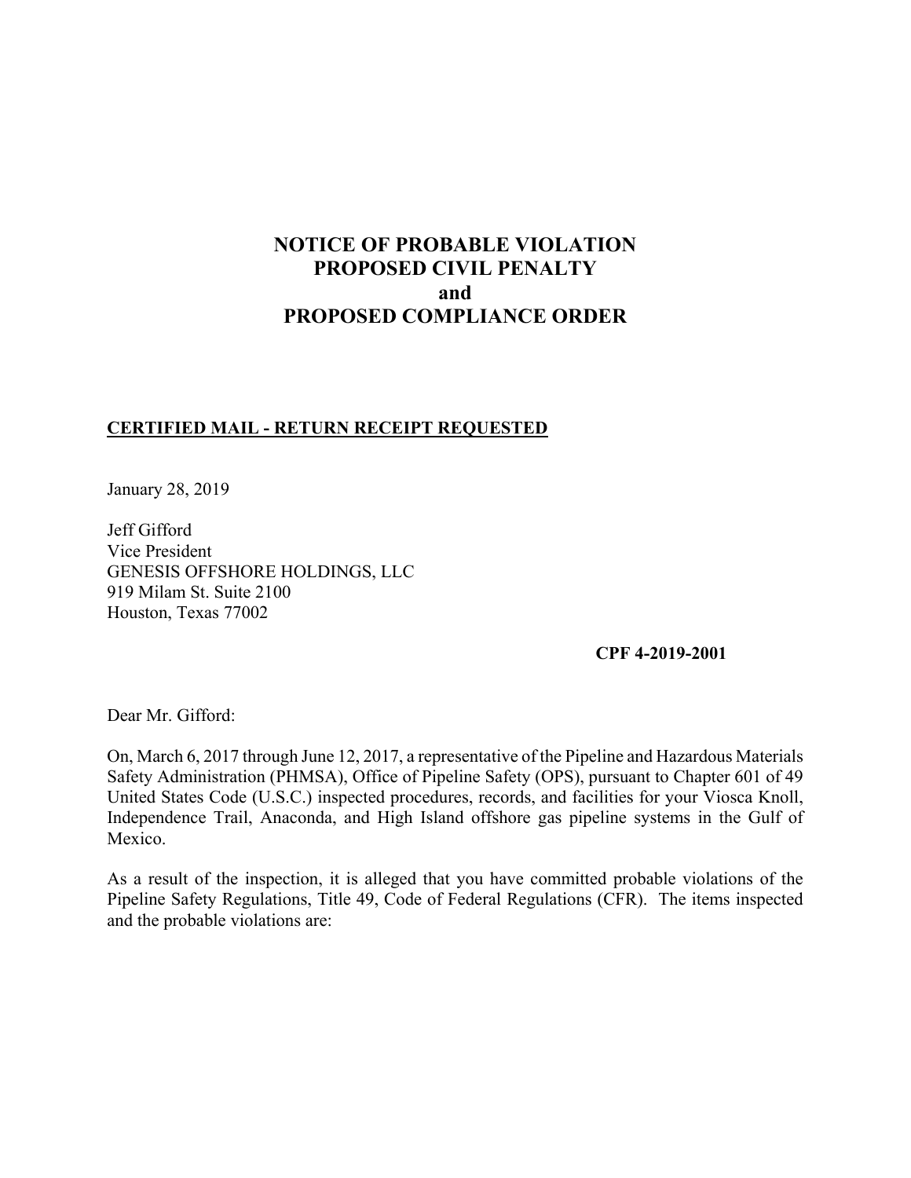# NOTICE OF PROBABLE VIOLATION
# PROPOSED CIVIL PENALTY
# and
# PROPOSED COMPLIANCE ORDER

**CERTIFIED MAIL - RETURN RECEIPT REQUESTED**

January 28, 2019

Jeff Gifford
Vice President
GENESIS OFFSHORE HOLDINGS, LLC
919 Milam St. Suite 2100
Houston, Texas 77002

**CPF 4-2019-2001**

Dear Mr. Gifford:

On, March 6, 2017 through June 12, 2017, a representative of the Pipeline and Hazardous Materials Safety Administration (PHMSA), Office of Pipeline Safety (OPS), pursuant to Chapter 601 of 49 United States Code (U.S.C.) inspected procedures, records, and facilities for your Viosca Knoll, Independence Trail, Anaconda, and High Island offshore gas pipeline systems in the Gulf of Mexico.

As a result of the inspection, it is alleged that you have committed probable violations of the Pipeline Safety Regulations, Title 49, Code of Federal Regulations (CFR). The items inspected and the probable violations are: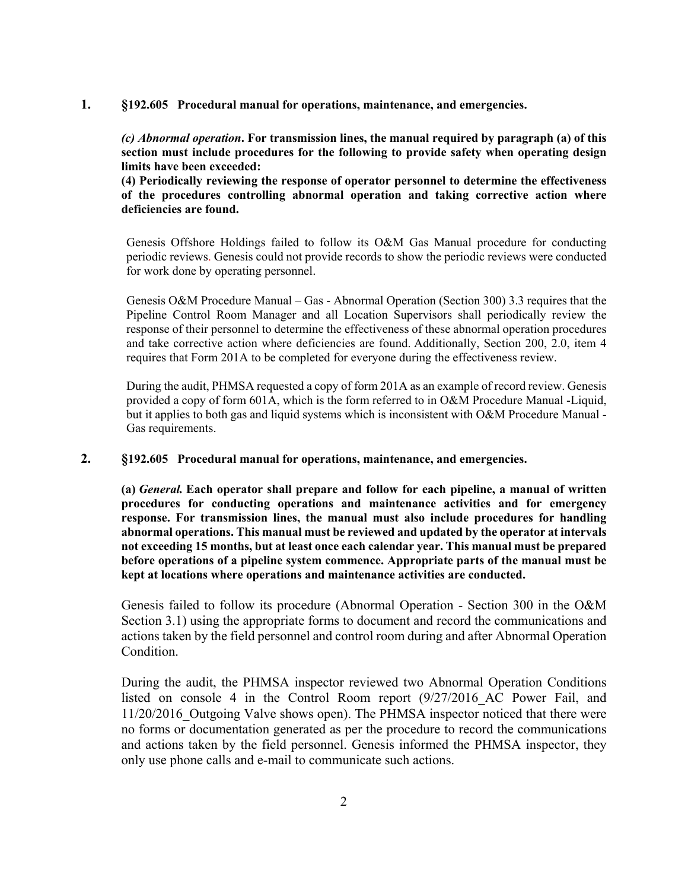**1. §192.605 Procedural manual for operations, maintenance, and emergencies.**

***(c) Abnormal operation*. For transmission lines, the manual required by paragraph (a) of this section must include procedures for the following to provide safety when operating design limits have been exceeded:**
**(4) Periodically reviewing the response of operator personnel to determine the effectiveness of the procedures controlling abnormal operation and taking corrective action where deficiencies are found.**

Genesis Offshore Holdings failed to follow its O&M Gas Manual procedure for conducting periodic reviews. Genesis could not provide records to show the periodic reviews were conducted for work done by operating personnel.

Genesis O&M Procedure Manual – Gas - Abnormal Operation (Section 300) 3.3 requires that the Pipeline Control Room Manager and all Location Supervisors shall periodically review the response of their personnel to determine the effectiveness of these abnormal operation procedures and take corrective action where deficiencies are found. Additionally, Section 200, 2.0, item 4 requires that Form 201A to be completed for everyone during the effectiveness review.

During the audit, PHMSA requested a copy of form 201A as an example of record review. Genesis provided a copy of form 601A, which is the form referred to in O&M Procedure Manual -Liquid, but it applies to both gas and liquid systems which is inconsistent with O&M Procedure Manual - Gas requirements.

**2. §192.605 Procedural manual for operations, maintenance, and emergencies.**

**(a) *General.* Each operator shall prepare and follow for each pipeline, a manual of written procedures for conducting operations and maintenance activities and for emergency response. For transmission lines, the manual must also include procedures for handling abnormal operations. This manual must be reviewed and updated by the operator at intervals not exceeding 15 months, but at least once each calendar year. This manual must be prepared before operations of a pipeline system commence. Appropriate parts of the manual must be kept at locations where operations and maintenance activities are conducted.**

Genesis failed to follow its procedure (Abnormal Operation - Section 300 in the O&M Section 3.1) using the appropriate forms to document and record the communications and actions taken by the field personnel and control room during and after Abnormal Operation Condition.

During the audit, the PHMSA inspector reviewed two Abnormal Operation Conditions listed on console 4 in the Control Room report (9/27/2016_AC Power Fail, and 11/20/2016_Outgoing Valve shows open). The PHMSA inspector noticed that there were no forms or documentation generated as per the procedure to record the communications and actions taken by the field personnel. Genesis informed the PHMSA inspector, they only use phone calls and e-mail to communicate such actions.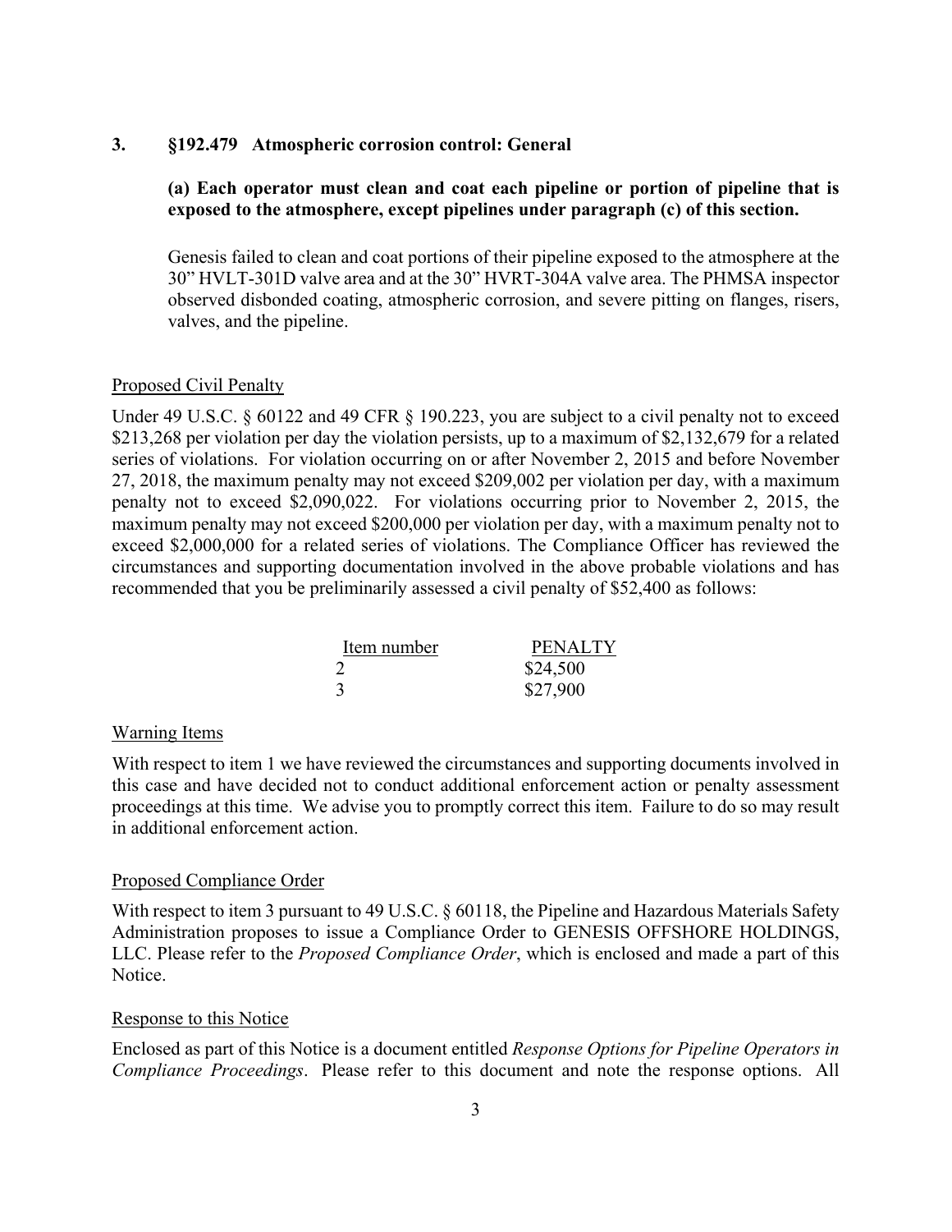**3. §192.479 Atmospheric corrosion control: General**

**(a) Each operator must clean and coat each pipeline or portion of pipeline that is exposed to the atmosphere, except pipelines under paragraph (c) of this section.**

Genesis failed to clean and coat portions of their pipeline exposed to the atmosphere at the 30" HVLT-301D valve area and at the 30" HVRT-304A valve area. The PHMSA inspector observed disbonded coating, atmospheric corrosion, and severe pitting on flanges, risers, valves, and the pipeline.

Proposed Civil Penalty

Under 49 U.S.C. § 60122 and 49 CFR § 190.223, you are subject to a civil penalty not to exceed $213,268 per violation per day the violation persists, up to a maximum of $2,132,679 for a related series of violations. For violation occurring on or after November 2, 2015 and before November 27, 2018, the maximum penalty may not exceed $209,002 per violation per day, with a maximum penalty not to exceed $2,090,022. For violations occurring prior to November 2, 2015, the maximum penalty may not exceed $200,000 per violation per day, with a maximum penalty not to exceed $2,000,000 for a related series of violations. The Compliance Officer has reviewed the circumstances and supporting documentation involved in the above probable violations and has recommended that you be preliminarily assessed a civil penalty of $52,400 as follows:

| Item number | PENALTY |
|---|---|
| 2 | $24,500 |
| 3 | $27,900 |

Warning Items

With respect to item 1 we have reviewed the circumstances and supporting documents involved in this case and have decided not to conduct additional enforcement action or penalty assessment proceedings at this time. We advise you to promptly correct this item. Failure to do so may result in additional enforcement action.

Proposed Compliance Order

With respect to item 3 pursuant to 49 U.S.C. § 60118, the Pipeline and Hazardous Materials Safety Administration proposes to issue a Compliance Order to GENESIS OFFSHORE HOLDINGS, LLC. Please refer to the *Proposed Compliance Order*, which is enclosed and made a part of this Notice.

Response to this Notice

Enclosed as part of this Notice is a document entitled *Response Options for Pipeline Operators in Compliance Proceedings*. Please refer to this document and note the response options. All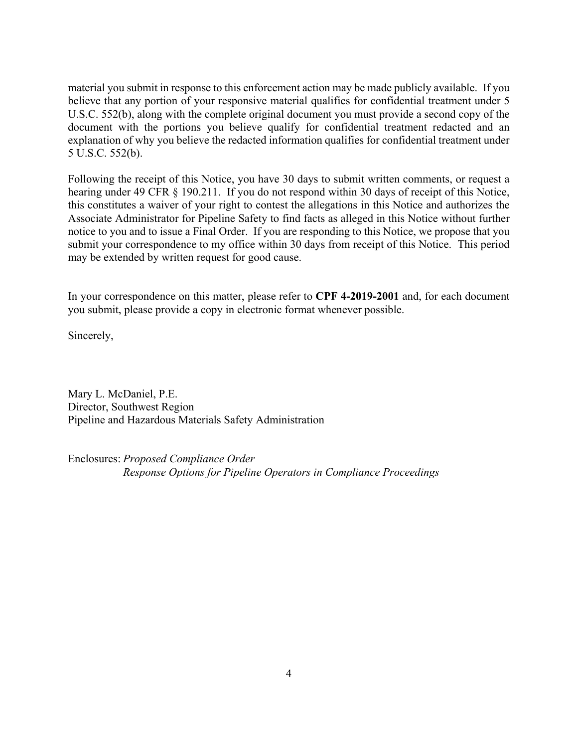material you submit in response to this enforcement action may be made publicly available. If you believe that any portion of your responsive material qualifies for confidential treatment under 5 U.S.C. 552(b), along with the complete original document you must provide a second copy of the document with the portions you believe qualify for confidential treatment redacted and an explanation of why you believe the redacted information qualifies for confidential treatment under 5 U.S.C. 552(b).

Following the receipt of this Notice, you have 30 days to submit written comments, or request a hearing under 49 CFR § 190.211. If you do not respond within 30 days of receipt of this Notice, this constitutes a waiver of your right to contest the allegations in this Notice and authorizes the Associate Administrator for Pipeline Safety to find facts as alleged in this Notice without further notice to you and to issue a Final Order. If you are responding to this Notice, we propose that you submit your correspondence to my office within 30 days from receipt of this Notice. This period may be extended by written request for good cause.

In your correspondence on this matter, please refer to **CPF 4-2019-2001** and, for each document you submit, please provide a copy in electronic format whenever possible.

Sincerely,

Mary L. McDaniel, P.E.
Director, Southwest Region
Pipeline and Hazardous Materials Safety Administration

Enclosures: *Proposed Compliance Order*
*Response Options for Pipeline Operators in Compliance Proceedings*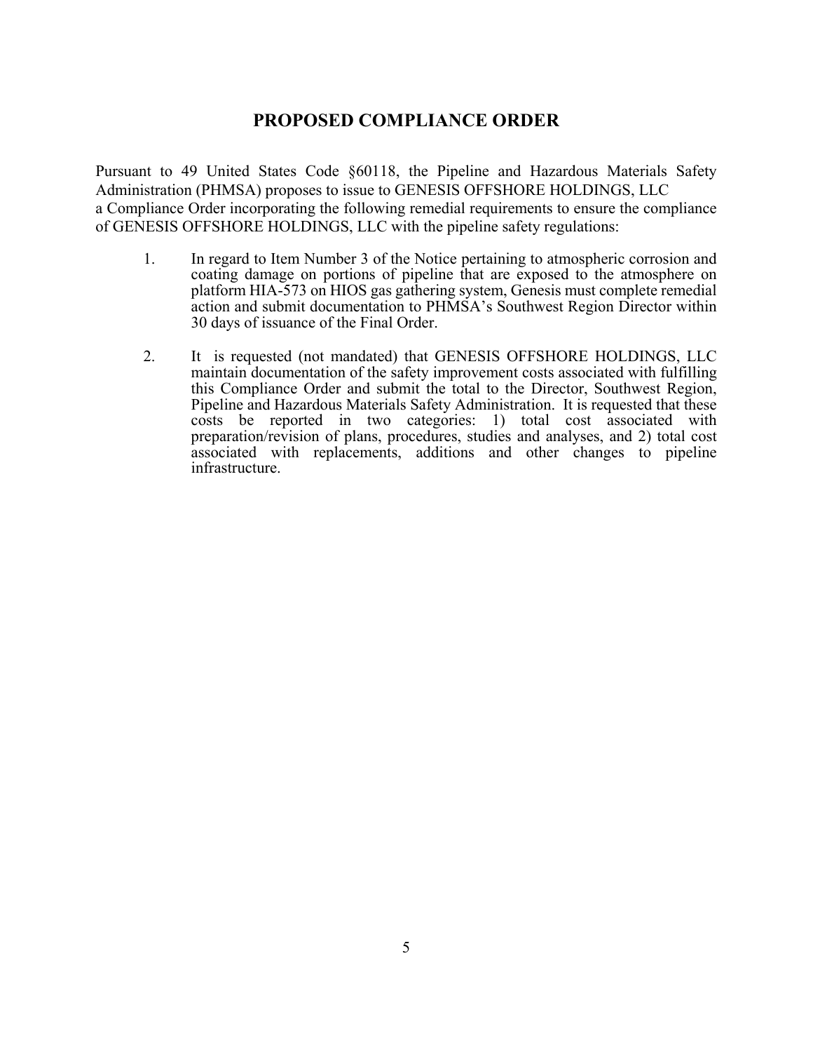## PROPOSED COMPLIANCE ORDER

Pursuant to 49 United States Code §60118, the Pipeline and Hazardous Materials Safety Administration (PHMSA) proposes to issue to GENESIS OFFSHORE HOLDINGS, LLC a Compliance Order incorporating the following remedial requirements to ensure the compliance of GENESIS OFFSHORE HOLDINGS, LLC with the pipeline safety regulations:

1. In regard to Item Number 3 of the Notice pertaining to atmospheric corrosion and coating damage on portions of pipeline that are exposed to the atmosphere on platform HIA-573 on HIOS gas gathering system, Genesis must complete remedial action and submit documentation to PHMSA's Southwest Region Director within 30 days of issuance of the Final Order.

2. It is requested (not mandated) that GENESIS OFFSHORE HOLDINGS, LLC maintain documentation of the safety improvement costs associated with fulfilling this Compliance Order and submit the total to the Director, Southwest Region, Pipeline and Hazardous Materials Safety Administration. It is requested that these costs be reported in two categories: 1) total cost associated with preparation/revision of plans, procedures, studies and analyses, and 2) total cost associated with replacements, additions and other changes to pipeline infrastructure.